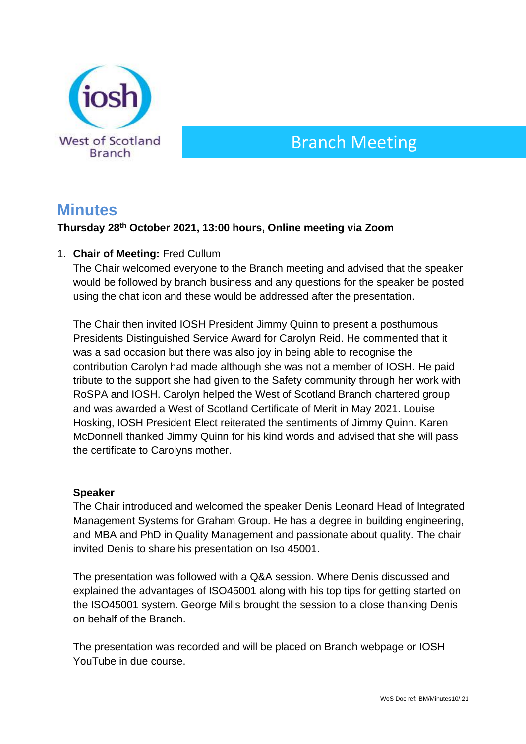West of Scotland Branch

# Branch Meeting

## Minutes

**Thursday 28th October 2021, 13:00 hours, Online meeting via Zoom**

1. **Chair of Meeting:** Fred Cullum

   The Chair welcomed everyone to the Branch meeting and advised that the speaker would be followed by branch business and any questions for the speaker be posted using the chat icon and these would be addressed after the presentation.

   The Chair then invited IOSH President Jimmy Quinn to present a posthumous Presidents Distinguished Service Award for Carolyn Reid. He commented that it was a sad occasion but there was also joy in being able to recognise the contribution Carolyn had made although she was not a member of IOSH. He paid tribute to the support she had given to the Safety community through her work with RoSPA and IOSH. Carolyn helped the West of Scotland Branch chartered group and was awarded a West of Scotland Certificate of Merit in May 2021. Louise Hosking, IOSH President Elect reiterated the sentiments of Jimmy Quinn. Karen McDonnell thanked Jimmy Quinn for his kind words and advised that she will pass the certificate to Carolyns mother.

   **Speaker**

   The Chair introduced and welcomed the speaker Denis Leonard Head of Integrated Management Systems for Graham Group. He has a degree in building engineering, and MBA and PhD in Quality Management and passionate about quality. The chair invited Denis to share his presentation on Iso 45001.

   The presentation was followed with a Q&A session. Where Denis discussed and explained the advantages of ISO45001 along with his top tips for getting started on the ISO45001 system. George Mills brought the session to a close thanking Denis on behalf of the Branch.

   The presentation was recorded and will be placed on Branch webpage or IOSH YouTube in due course.

WoS Doc ref: BM/Minutes10/.21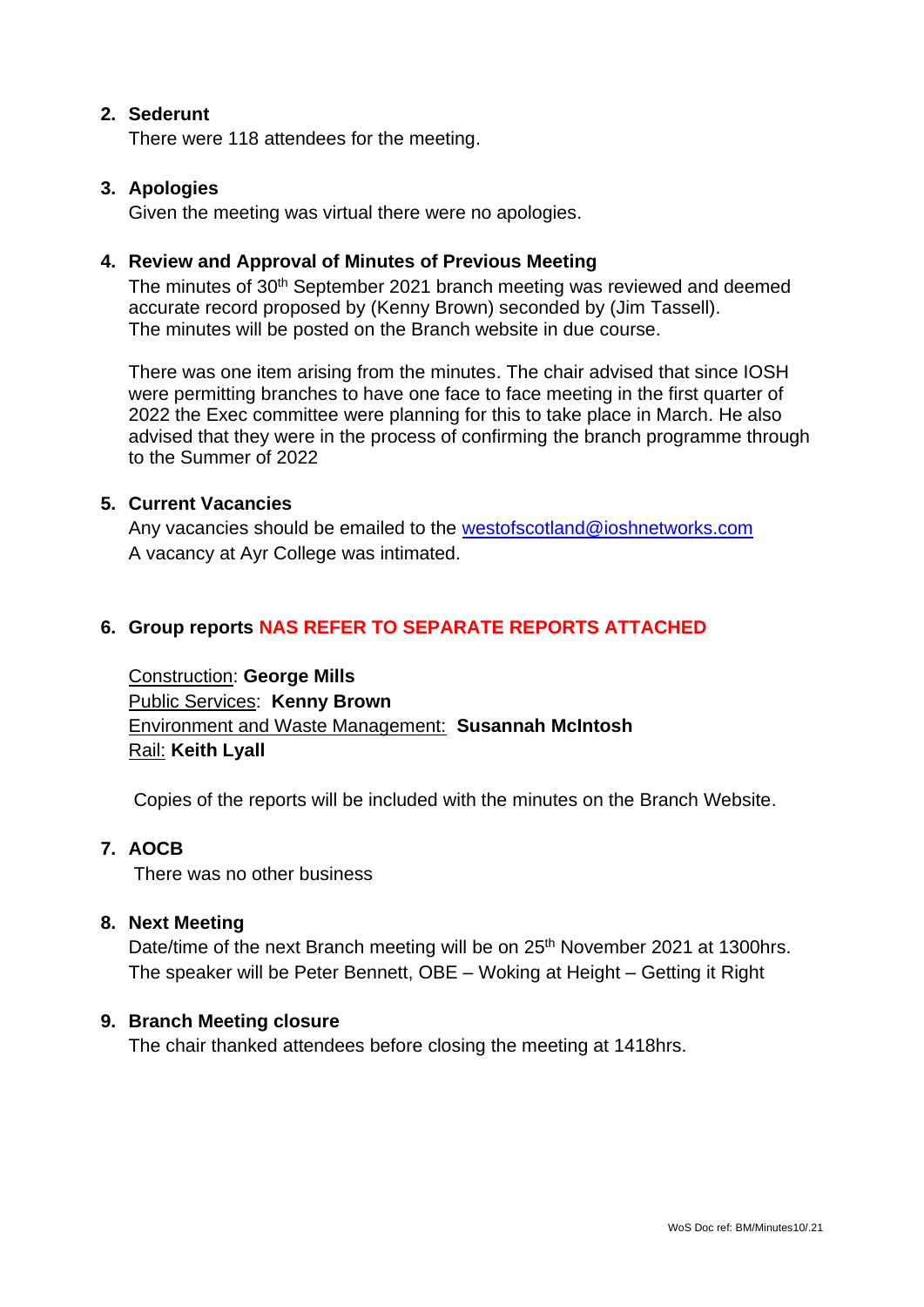2. **Sederunt**

   There were 118 attendees for the meeting.

3. **Apologies**

   Given the meeting was virtual there were no apologies.

4. **Review and Approval of Minutes of Previous Meeting**

   The minutes of 30th September 2021 branch meeting was reviewed and deemed accurate record proposed by (Kenny Brown) seconded by (Jim Tassell).
   The minutes will be posted on the Branch website in due course.

   There was one item arising from the minutes. The chair advised that since IOSH were permitting branches to have one face to face meeting in the first quarter of 2022 the Exec committee were planning for this to take place in March. He also advised that they were in the process of confirming the branch programme through to the Summer of 2022

5. **Current Vacancies**

   Any vacancies should be emailed to the westofscotland@ioshnetworks.com
   A vacancy at Ayr College was intimated.

6. **Group reports NAS REFER TO SEPARATE REPORTS ATTACHED**

   Construction: **George Mills**
   Public Services: **Kenny Brown**
   Environment and Waste Management: **Susannah McIntosh**
   Rail: **Keith Lyall**

   Copies of the reports will be included with the minutes on the Branch Website.

7. **AOCB**

   There was no other business

8. **Next Meeting**

   Date/time of the next Branch meeting will be on 25th November 2021 at 1300hrs.
   The speaker will be Peter Bennett, OBE – Woking at Height – Getting it Right

9. **Branch Meeting closure**

   The chair thanked attendees before closing the meeting at 1418hrs.

WoS Doc ref: BM/Minutes10/.21